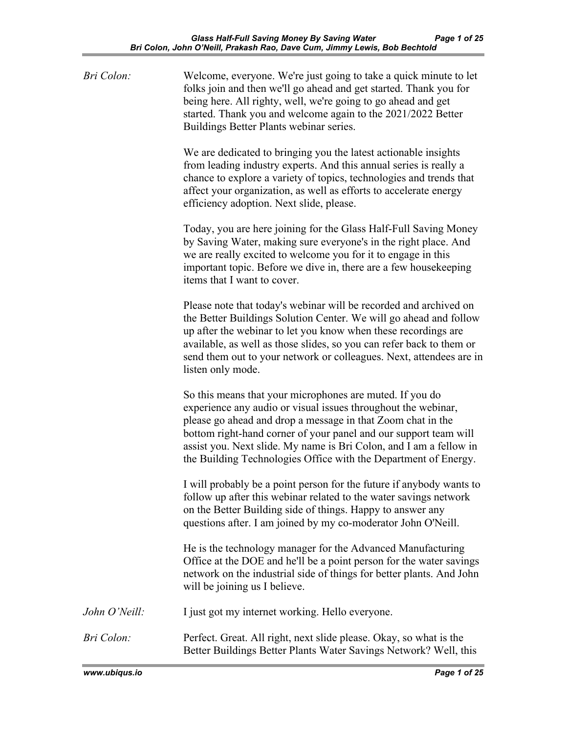*Bri Colon:* Welcome, everyone. We're just going to take a quick minute to let folks join and then we'll go ahead and get started. Thank you for being here. All righty, well, we're going to go ahead and get started. Thank you and welcome again to the 2021/2022 Better Buildings Better Plants webinar series.

We are dedicated to bringing you the latest actionable insights from leading industry experts. And this annual series is really a chance to explore a variety of topics, technologies and trends that affect your organization, as well as efforts to accelerate energy efficiency adoption. Next slide, please.

Today, you are here joining for the Glass Half-Full Saving Money by Saving Water, making sure everyone's in the right place. And we are really excited to welcome you for it to engage in this important topic. Before we dive in, there are a few housekeeping items that I want to cover.

Please note that today's webinar will be recorded and archived on the Better Buildings Solution Center. We will go ahead and follow up after the webinar to let you know when these recordings are available, as well as those slides, so you can refer back to them or send them out to your network or colleagues. Next, attendees are in listen only mode.

So this means that your microphones are muted. If you do experience any audio or visual issues throughout the webinar, please go ahead and drop a message in that Zoom chat in the bottom right-hand corner of your panel and our support team will assist you. Next slide. My name is Bri Colon, and I am a fellow in the Building Technologies Office with the Department of Energy.

I will probably be a point person for the future if anybody wants to follow up after this webinar related to the water savings network on the Better Building side of things. Happy to answer any questions after. I am joined by my co-moderator John O'Neill.

He is the technology manager for the Advanced Manufacturing Office at the DOE and he'll be a point person for the water savings network on the industrial side of things for better plants. And John will be joining us I believe.

*John O'Neill:* I just got my internet working. Hello everyone.

*Bri Colon:* Perfect. Great. All right, next slide please. Okay, so what is the Better Buildings Better Plants Water Savings Network? Well, this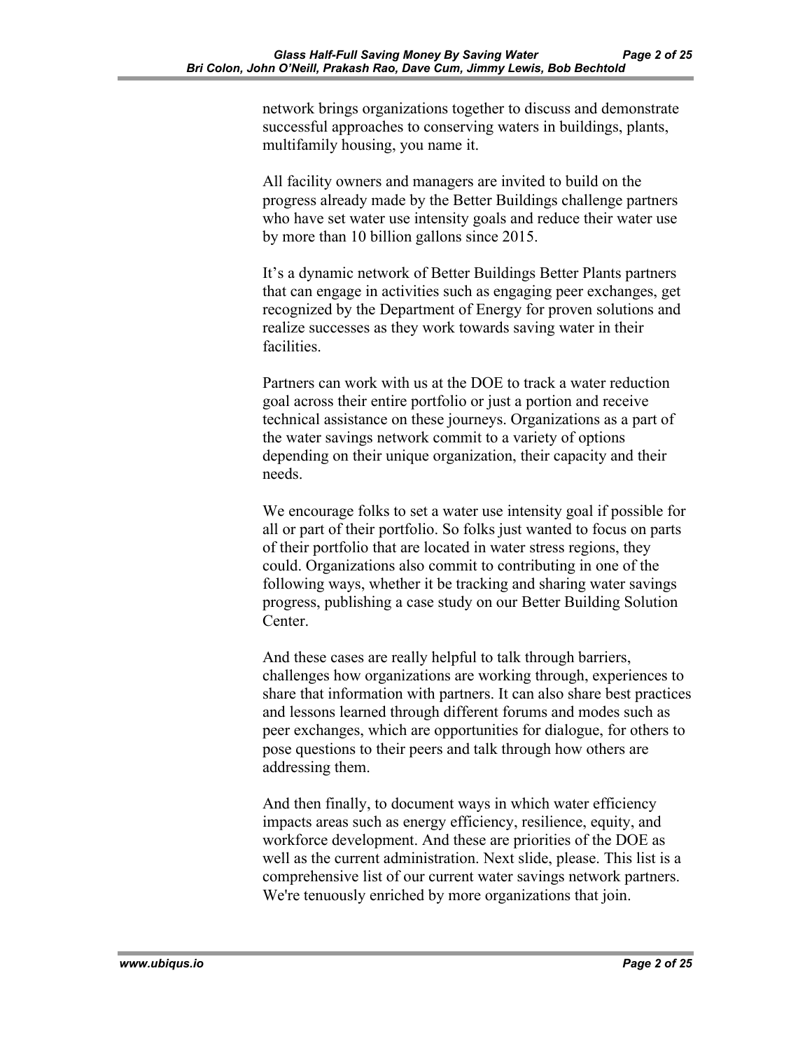network brings organizations together to discuss and demonstrate successful approaches to conserving waters in buildings, plants, multifamily housing, you name it.

All facility owners and managers are invited to build on the progress already made by the Better Buildings challenge partners who have set water use intensity goals and reduce their water use by more than 10 billion gallons since 2015.

It's a dynamic network of Better Buildings Better Plants partners that can engage in activities such as engaging peer exchanges, get recognized by the Department of Energy for proven solutions and realize successes as they work towards saving water in their facilities.

Partners can work with us at the DOE to track a water reduction goal across their entire portfolio or just a portion and receive technical assistance on these journeys. Organizations as a part of the water savings network commit to a variety of options depending on their unique organization, their capacity and their needs.

We encourage folks to set a water use intensity goal if possible for all or part of their portfolio. So folks just wanted to focus on parts of their portfolio that are located in water stress regions, they could. Organizations also commit to contributing in one of the following ways, whether it be tracking and sharing water savings progress, publishing a case study on our Better Building Solution Center.

And these cases are really helpful to talk through barriers, challenges how organizations are working through, experiences to share that information with partners. It can also share best practices and lessons learned through different forums and modes such as peer exchanges, which are opportunities for dialogue, for others to pose questions to their peers and talk through how others are addressing them.

And then finally, to document ways in which water efficiency impacts areas such as energy efficiency, resilience, equity, and workforce development. And these are priorities of the DOE as well as the current administration. Next slide, please. This list is a comprehensive list of our current water savings network partners. We're tenuously enriched by more organizations that join.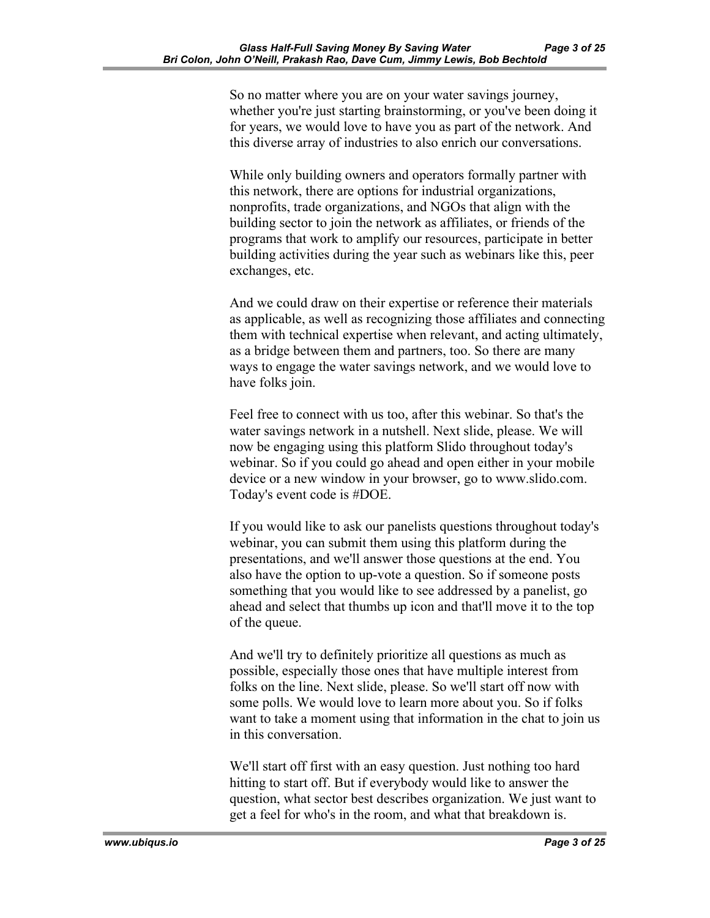So no matter where you are on your water savings journey, whether you're just starting brainstorming, or you've been doing it for years, we would love to have you as part of the network. And this diverse array of industries to also enrich our conversations.

While only building owners and operators formally partner with this network, there are options for industrial organizations, nonprofits, trade organizations, and NGOs that align with the building sector to join the network as affiliates, or friends of the programs that work to amplify our resources, participate in better building activities during the year such as webinars like this, peer exchanges, etc.

And we could draw on their expertise or reference their materials as applicable, as well as recognizing those affiliates and connecting them with technical expertise when relevant, and acting ultimately, as a bridge between them and partners, too. So there are many ways to engage the water savings network, and we would love to have folks join.

Feel free to connect with us too, after this webinar. So that's the water savings network in a nutshell. Next slide, please. We will now be engaging using this platform Slido throughout today's webinar. So if you could go ahead and open either in your mobile device or a new window in your browser, go to www.slido.com. Today's event code is #DOE.

If you would like to ask our panelists questions throughout today's webinar, you can submit them using this platform during the presentations, and we'll answer those questions at the end. You also have the option to up-vote a question. So if someone posts something that you would like to see addressed by a panelist, go ahead and select that thumbs up icon and that'll move it to the top of the queue.

And we'll try to definitely prioritize all questions as much as possible, especially those ones that have multiple interest from folks on the line. Next slide, please. So we'll start off now with some polls. We would love to learn more about you. So if folks want to take a moment using that information in the chat to join us in this conversation.

We'll start off first with an easy question. Just nothing too hard hitting to start off. But if everybody would like to answer the question, what sector best describes organization. We just want to get a feel for who's in the room, and what that breakdown is.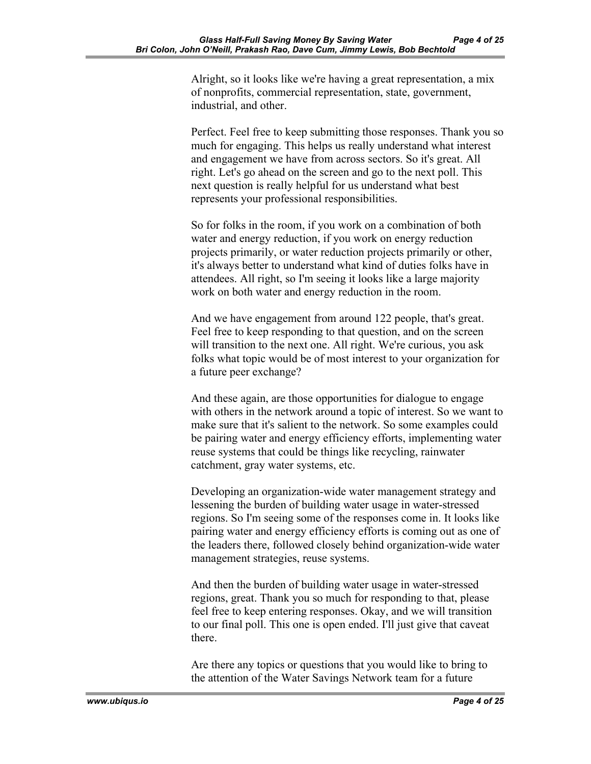Alright, so it looks like we're having a great representation, a mix of nonprofits, commercial representation, state, government, industrial, and other.

Perfect. Feel free to keep submitting those responses. Thank you so much for engaging. This helps us really understand what interest and engagement we have from across sectors. So it's great. All right. Let's go ahead on the screen and go to the next poll. This next question is really helpful for us understand what best represents your professional responsibilities.

So for folks in the room, if you work on a combination of both water and energy reduction, if you work on energy reduction projects primarily, or water reduction projects primarily or other, it's always better to understand what kind of duties folks have in attendees. All right, so I'm seeing it looks like a large majority work on both water and energy reduction in the room.

And we have engagement from around 122 people, that's great. Feel free to keep responding to that question, and on the screen will transition to the next one. All right. We're curious, you ask folks what topic would be of most interest to your organization for a future peer exchange?

And these again, are those opportunities for dialogue to engage with others in the network around a topic of interest. So we want to make sure that it's salient to the network. So some examples could be pairing water and energy efficiency efforts, implementing water reuse systems that could be things like recycling, rainwater catchment, gray water systems, etc.

Developing an organization-wide water management strategy and lessening the burden of building water usage in water-stressed regions. So I'm seeing some of the responses come in. It looks like pairing water and energy efficiency efforts is coming out as one of the leaders there, followed closely behind organization-wide water management strategies, reuse systems.

And then the burden of building water usage in water-stressed regions, great. Thank you so much for responding to that, please feel free to keep entering responses. Okay, and we will transition to our final poll. This one is open ended. I'll just give that caveat there.

Are there any topics or questions that you would like to bring to the attention of the Water Savings Network team for a future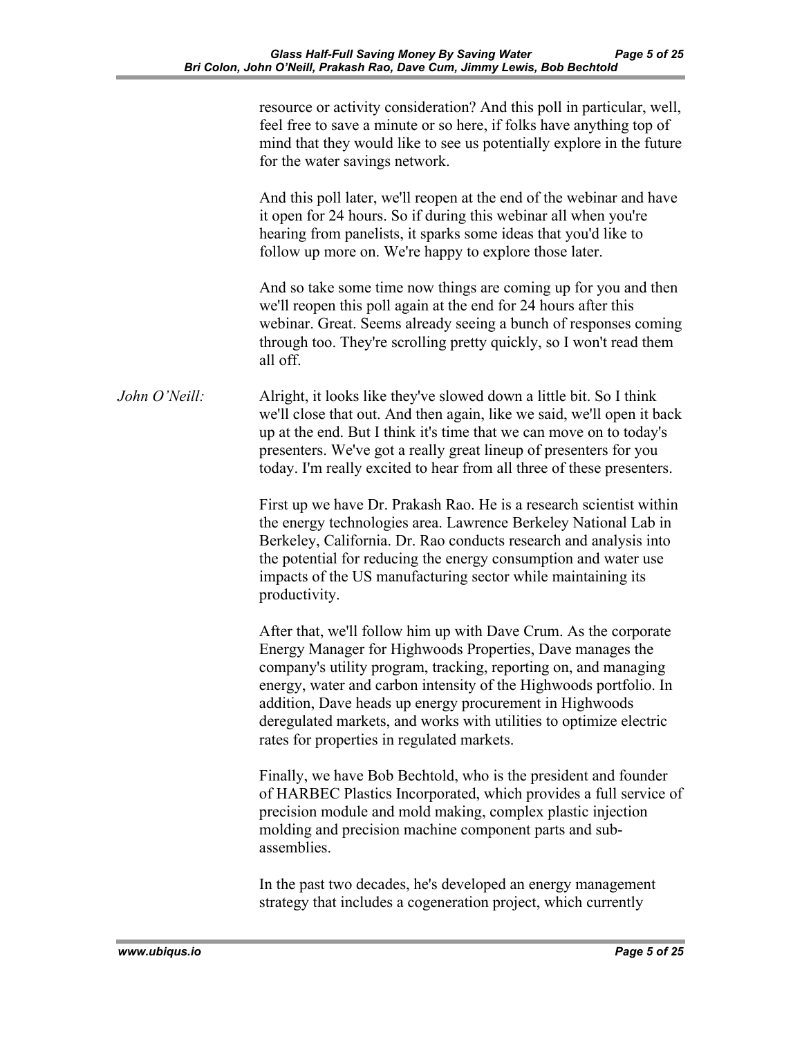resource or activity consideration? And this poll in particular, well, feel free to save a minute or so here, if folks have anything top of mind that they would like to see us potentially explore in the future for the water savings network.

And this poll later, we'll reopen at the end of the webinar and have it open for 24 hours. So if during this webinar all when you're hearing from panelists, it sparks some ideas that you'd like to follow up more on. We're happy to explore those later.

And so take some time now things are coming up for you and then we'll reopen this poll again at the end for 24 hours after this webinar. Great. Seems already seeing a bunch of responses coming through too. They're scrolling pretty quickly, so I won't read them all off.

*John O'Neill:* Alright, it looks like they've slowed down a little bit. So I think we'll close that out. And then again, like we said, we'll open it back up at the end. But I think it's time that we can move on to today's presenters. We've got a really great lineup of presenters for you today. I'm really excited to hear from all three of these presenters.

First up we have Dr. Prakash Rao. He is a research scientist within the energy technologies area. Lawrence Berkeley National Lab in Berkeley, California. Dr. Rao conducts research and analysis into the potential for reducing the energy consumption and water use impacts of the US manufacturing sector while maintaining its productivity.

After that, we'll follow him up with Dave Crum. As the corporate Energy Manager for Highwoods Properties, Dave manages the company's utility program, tracking, reporting on, and managing energy, water and carbon intensity of the Highwoods portfolio. In addition, Dave heads up energy procurement in Highwoods deregulated markets, and works with utilities to optimize electric rates for properties in regulated markets.

Finally, we have Bob Bechtold, who is the president and founder of HARBEC Plastics Incorporated, which provides a full service of precision module and mold making, complex plastic injection molding and precision machine component parts and sub-assemblies.

In the past two decades, he's developed an energy management strategy that includes a cogeneration project, which currently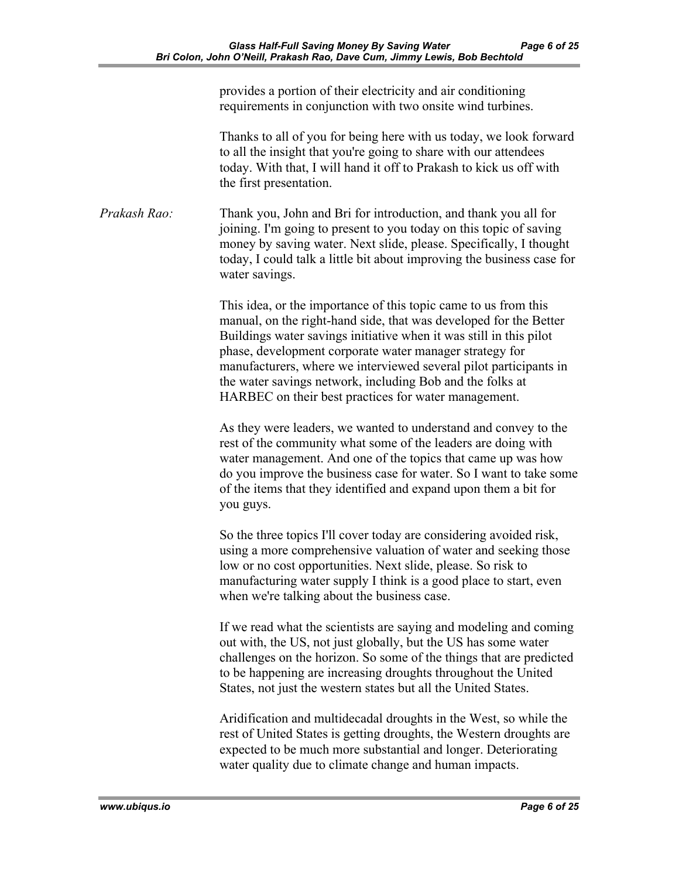provides a portion of their electricity and air conditioning requirements in conjunction with two onsite wind turbines.

Thanks to all of you for being here with us today, we look forward to all the insight that you're going to share with our attendees today. With that, I will hand it off to Prakash to kick us off with the first presentation.

*Prakash Rao:* Thank you, John and Bri for introduction, and thank you all for joining. I'm going to present to you today on this topic of saving money by saving water. Next slide, please. Specifically, I thought today, I could talk a little bit about improving the business case for water savings.

This idea, or the importance of this topic came to us from this manual, on the right-hand side, that was developed for the Better Buildings water savings initiative when it was still in this pilot phase, development corporate water manager strategy for manufacturers, where we interviewed several pilot participants in the water savings network, including Bob and the folks at HARBEC on their best practices for water management.

As they were leaders, we wanted to understand and convey to the rest of the community what some of the leaders are doing with water management. And one of the topics that came up was how do you improve the business case for water. So I want to take some of the items that they identified and expand upon them a bit for you guys.

So the three topics I'll cover today are considering avoided risk, using a more comprehensive valuation of water and seeking those low or no cost opportunities. Next slide, please. So risk to manufacturing water supply I think is a good place to start, even when we're talking about the business case.

If we read what the scientists are saying and modeling and coming out with, the US, not just globally, but the US has some water challenges on the horizon. So some of the things that are predicted to be happening are increasing droughts throughout the United States, not just the western states but all the United States.

Aridification and multidecadal droughts in the West, so while the rest of United States is getting droughts, the Western droughts are expected to be much more substantial and longer. Deteriorating water quality due to climate change and human impacts.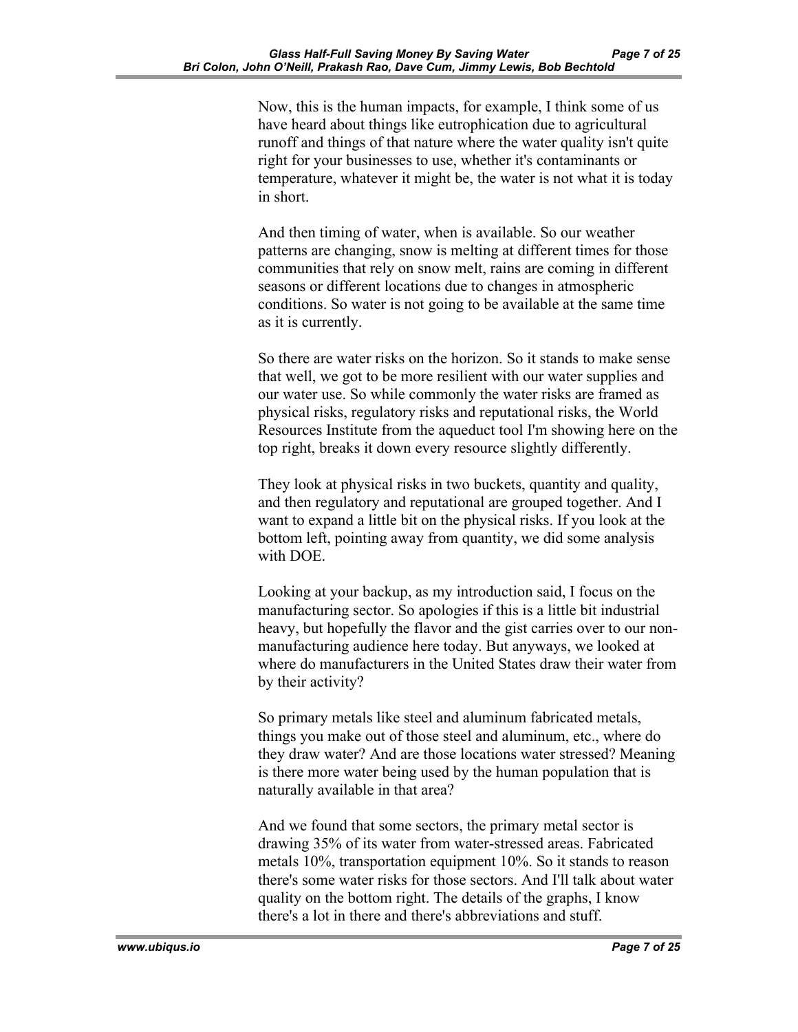Now, this is the human impacts, for example, I think some of us have heard about things like eutrophication due to agricultural runoff and things of that nature where the water quality isn't quite right for your businesses to use, whether it's contaminants or temperature, whatever it might be, the water is not what it is today in short.

And then timing of water, when is available. So our weather patterns are changing, snow is melting at different times for those communities that rely on snow melt, rains are coming in different seasons or different locations due to changes in atmospheric conditions. So water is not going to be available at the same time as it is currently.

So there are water risks on the horizon. So it stands to make sense that well, we got to be more resilient with our water supplies and our water use. So while commonly the water risks are framed as physical risks, regulatory risks and reputational risks, the World Resources Institute from the aqueduct tool I'm showing here on the top right, breaks it down every resource slightly differently.

They look at physical risks in two buckets, quantity and quality, and then regulatory and reputational are grouped together. And I want to expand a little bit on the physical risks. If you look at the bottom left, pointing away from quantity, we did some analysis with DOE.

Looking at your backup, as my introduction said, I focus on the manufacturing sector. So apologies if this is a little bit industrial heavy, but hopefully the flavor and the gist carries over to our non-manufacturing audience here today. But anyways, we looked at where do manufacturers in the United States draw their water from by their activity?

So primary metals like steel and aluminum fabricated metals, things you make out of those steel and aluminum, etc., where do they draw water? And are those locations water stressed? Meaning is there more water being used by the human population that is naturally available in that area?

And we found that some sectors, the primary metal sector is drawing 35% of its water from water-stressed areas. Fabricated metals 10%, transportation equipment 10%. So it stands to reason there's some water risks for those sectors. And I'll talk about water quality on the bottom right. The details of the graphs, I know there's a lot in there and there's abbreviations and stuff.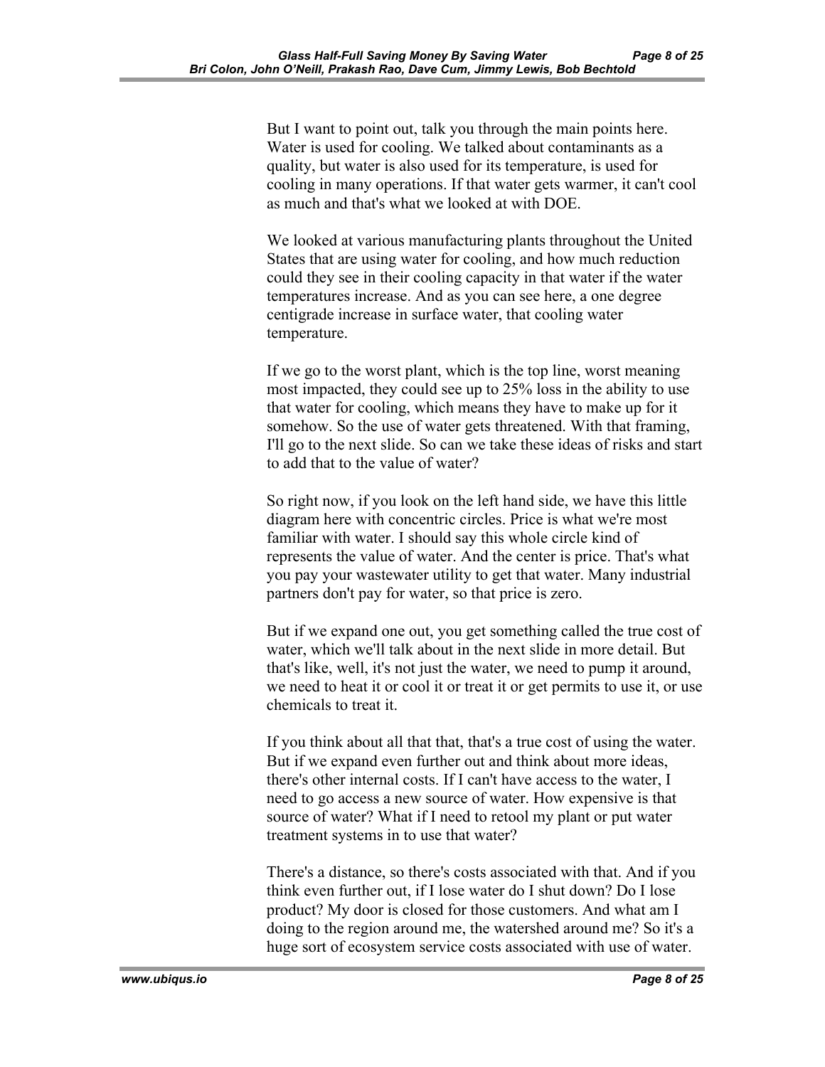But I want to point out, talk you through the main points here. Water is used for cooling. We talked about contaminants as a quality, but water is also used for its temperature, is used for cooling in many operations. If that water gets warmer, it can't cool as much and that's what we looked at with DOE.

We looked at various manufacturing plants throughout the United States that are using water for cooling, and how much reduction could they see in their cooling capacity in that water if the water temperatures increase. And as you can see here, a one degree centigrade increase in surface water, that cooling water temperature.

If we go to the worst plant, which is the top line, worst meaning most impacted, they could see up to 25% loss in the ability to use that water for cooling, which means they have to make up for it somehow. So the use of water gets threatened. With that framing, I'll go to the next slide. So can we take these ideas of risks and start to add that to the value of water?

So right now, if you look on the left hand side, we have this little diagram here with concentric circles. Price is what we're most familiar with water. I should say this whole circle kind of represents the value of water. And the center is price. That's what you pay your wastewater utility to get that water. Many industrial partners don't pay for water, so that price is zero.

But if we expand one out, you get something called the true cost of water, which we'll talk about in the next slide in more detail. But that's like, well, it's not just the water, we need to pump it around, we need to heat it or cool it or treat it or get permits to use it, or use chemicals to treat it.

If you think about all that that, that's a true cost of using the water. But if we expand even further out and think about more ideas, there's other internal costs. If I can't have access to the water, I need to go access a new source of water. How expensive is that source of water? What if I need to retool my plant or put water treatment systems in to use that water?

There's a distance, so there's costs associated with that. And if you think even further out, if I lose water do I shut down? Do I lose product? My door is closed for those customers. And what am I doing to the region around me, the watershed around me? So it's a huge sort of ecosystem service costs associated with use of water.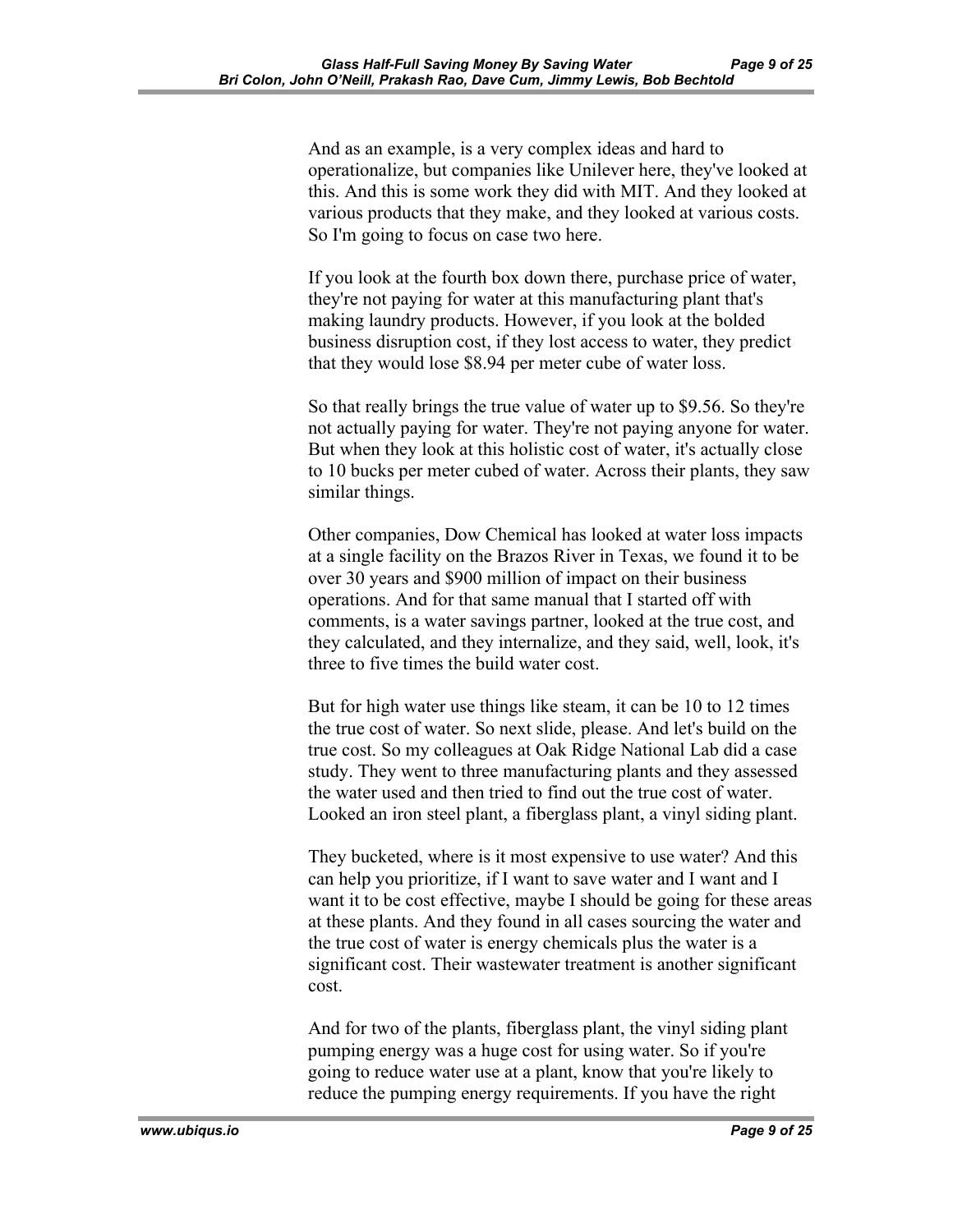And as an example, is a very complex ideas and hard to operationalize, but companies like Unilever here, they've looked at this. And this is some work they did with MIT. And they looked at various products that they make, and they looked at various costs. So I'm going to focus on case two here.

If you look at the fourth box down there, purchase price of water, they're not paying for water at this manufacturing plant that's making laundry products. However, if you look at the bolded business disruption cost, if they lost access to water, they predict that they would lose $8.94 per meter cube of water loss.

So that really brings the true value of water up to $9.56. So they're not actually paying for water. They're not paying anyone for water. But when they look at this holistic cost of water, it's actually close to 10 bucks per meter cubed of water. Across their plants, they saw similar things.

Other companies, Dow Chemical has looked at water loss impacts at a single facility on the Brazos River in Texas, we found it to be over 30 years and $900 million of impact on their business operations. And for that same manual that I started off with comments, is a water savings partner, looked at the true cost, and they calculated, and they internalize, and they said, well, look, it's three to five times the build water cost.

But for high water use things like steam, it can be 10 to 12 times the true cost of water. So next slide, please. And let's build on the true cost. So my colleagues at Oak Ridge National Lab did a case study. They went to three manufacturing plants and they assessed the water used and then tried to find out the true cost of water. Looked an iron steel plant, a fiberglass plant, a vinyl siding plant.

They bucketed, where is it most expensive to use water? And this can help you prioritize, if I want to save water and I want and I want it to be cost effective, maybe I should be going for these areas at these plants. And they found in all cases sourcing the water and the true cost of water is energy chemicals plus the water is a significant cost. Their wastewater treatment is another significant cost.

And for two of the plants, fiberglass plant, the vinyl siding plant pumping energy was a huge cost for using water. So if you're going to reduce water use at a plant, know that you're likely to reduce the pumping energy requirements. If you have the right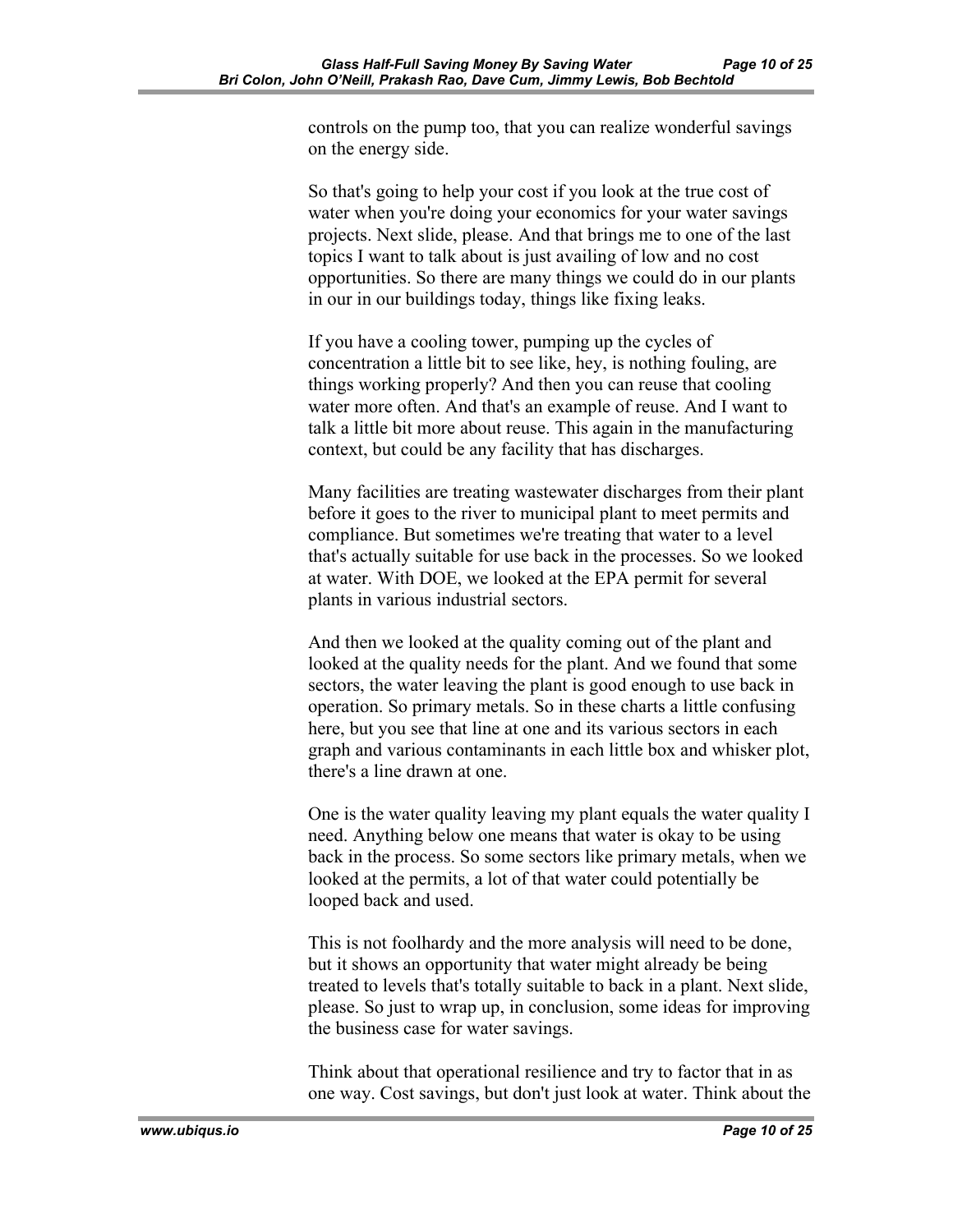controls on the pump too, that you can realize wonderful savings on the energy side.

So that's going to help your cost if you look at the true cost of water when you're doing your economics for your water savings projects. Next slide, please. And that brings me to one of the last topics I want to talk about is just availing of low and no cost opportunities. So there are many things we could do in our plants in our in our buildings today, things like fixing leaks.

If you have a cooling tower, pumping up the cycles of concentration a little bit to see like, hey, is nothing fouling, are things working properly? And then you can reuse that cooling water more often. And that's an example of reuse. And I want to talk a little bit more about reuse. This again in the manufacturing context, but could be any facility that has discharges.

Many facilities are treating wastewater discharges from their plant before it goes to the river to municipal plant to meet permits and compliance. But sometimes we're treating that water to a level that's actually suitable for use back in the processes. So we looked at water. With DOE, we looked at the EPA permit for several plants in various industrial sectors.

And then we looked at the quality coming out of the plant and looked at the quality needs for the plant. And we found that some sectors, the water leaving the plant is good enough to use back in operation. So primary metals. So in these charts a little confusing here, but you see that line at one and its various sectors in each graph and various contaminants in each little box and whisker plot, there's a line drawn at one.

One is the water quality leaving my plant equals the water quality I need. Anything below one means that water is okay to be using back in the process. So some sectors like primary metals, when we looked at the permits, a lot of that water could potentially be looped back and used.

This is not foolhardy and the more analysis will need to be done, but it shows an opportunity that water might already be being treated to levels that's totally suitable to back in a plant. Next slide, please. So just to wrap up, in conclusion, some ideas for improving the business case for water savings.

Think about that operational resilience and try to factor that in as one way. Cost savings, but don't just look at water. Think about the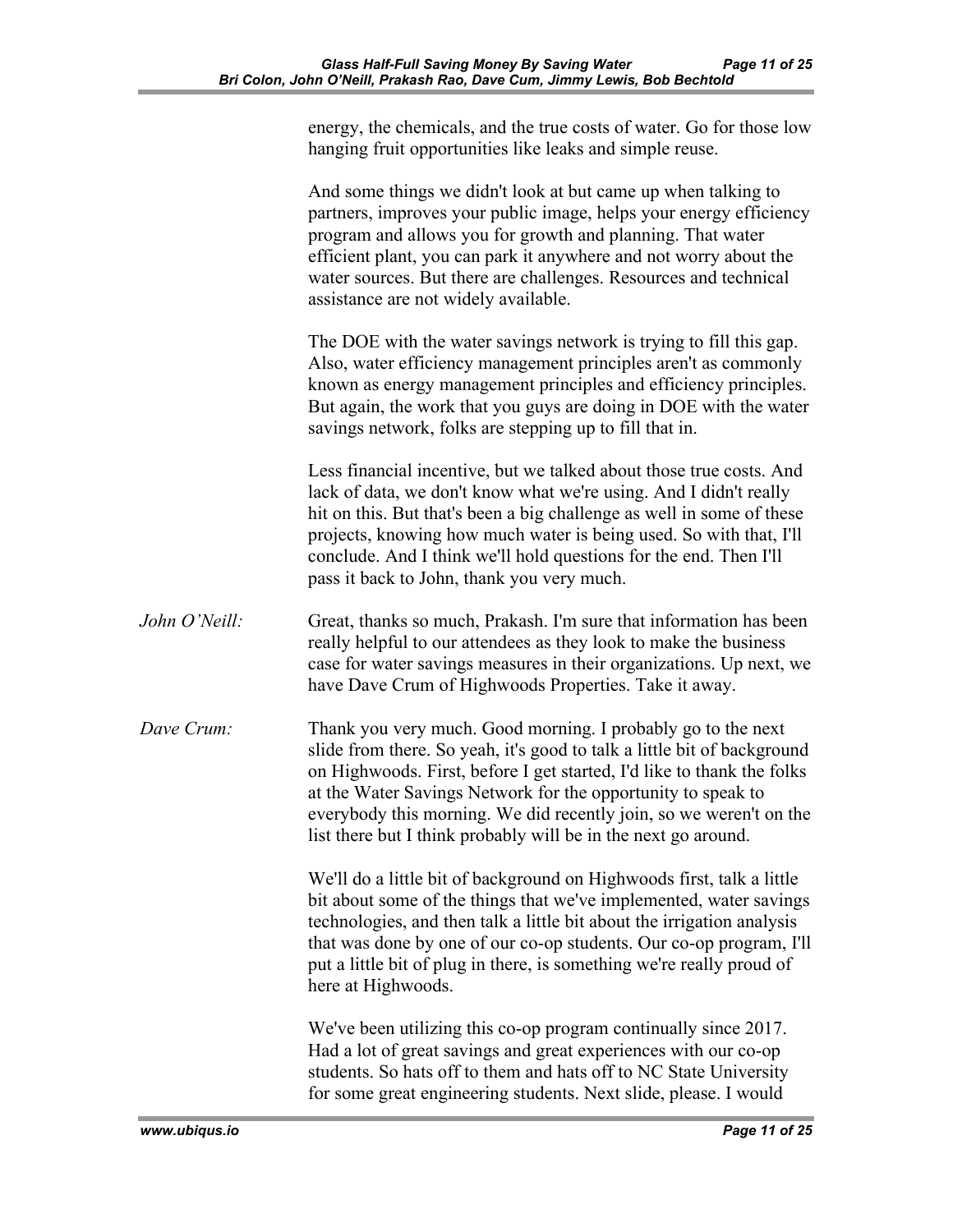energy, the chemicals, and the true costs of water. Go for those low hanging fruit opportunities like leaks and simple reuse.

And some things we didn't look at but came up when talking to partners, improves your public image, helps your energy efficiency program and allows you for growth and planning. That water efficient plant, you can park it anywhere and not worry about the water sources. But there are challenges. Resources and technical assistance are not widely available.

The DOE with the water savings network is trying to fill this gap. Also, water efficiency management principles aren't as commonly known as energy management principles and efficiency principles. But again, the work that you guys are doing in DOE with the water savings network, folks are stepping up to fill that in.

Less financial incentive, but we talked about those true costs. And lack of data, we don't know what we're using. And I didn't really hit on this. But that's been a big challenge as well in some of these projects, knowing how much water is being used. So with that, I'll conclude. And I think we'll hold questions for the end. Then I'll pass it back to John, thank you very much.

*John O'Neill:* Great, thanks so much, Prakash. I'm sure that information has been really helpful to our attendees as they look to make the business case for water savings measures in their organizations. Up next, we have Dave Crum of Highwoods Properties. Take it away.

*Dave Crum:* Thank you very much. Good morning. I probably go to the next slide from there. So yeah, it's good to talk a little bit of background on Highwoods. First, before I get started, I'd like to thank the folks at the Water Savings Network for the opportunity to speak to everybody this morning. We did recently join, so we weren't on the list there but I think probably will be in the next go around.

We'll do a little bit of background on Highwoods first, talk a little bit about some of the things that we've implemented, water savings technologies, and then talk a little bit about the irrigation analysis that was done by one of our co-op students. Our co-op program, I'll put a little bit of plug in there, is something we're really proud of here at Highwoods.

We've been utilizing this co-op program continually since 2017. Had a lot of great savings and great experiences with our co-op students. So hats off to them and hats off to NC State University for some great engineering students. Next slide, please. I would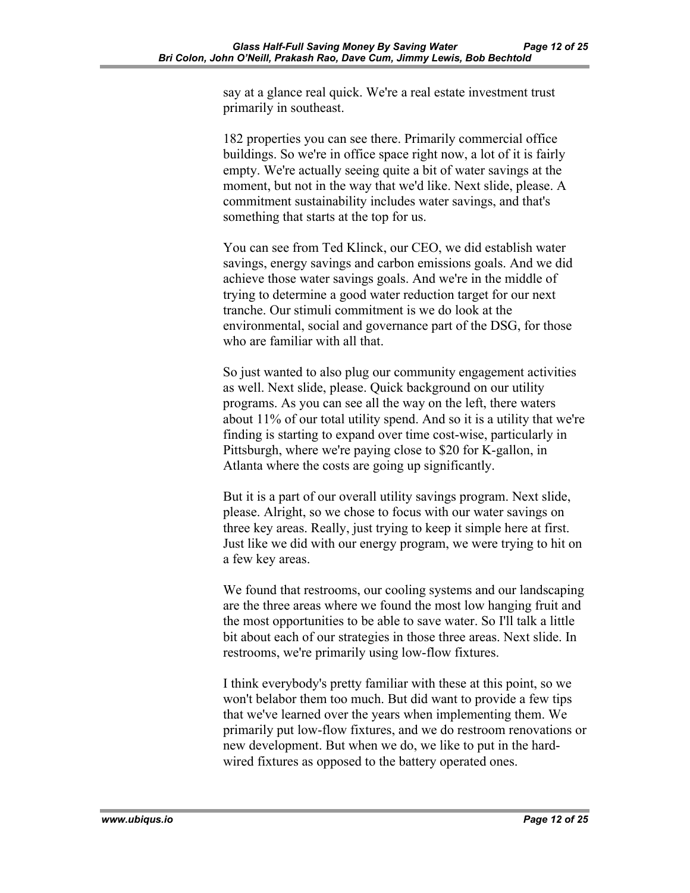say at a glance real quick. We're a real estate investment trust primarily in southeast.

182 properties you can see there. Primarily commercial office buildings. So we're in office space right now, a lot of it is fairly empty. We're actually seeing quite a bit of water savings at the moment, but not in the way that we'd like. Next slide, please. A commitment sustainability includes water savings, and that's something that starts at the top for us.

You can see from Ted Klinck, our CEO, we did establish water savings, energy savings and carbon emissions goals. And we did achieve those water savings goals. And we're in the middle of trying to determine a good water reduction target for our next tranche. Our stimuli commitment is we do look at the environmental, social and governance part of the DSG, for those who are familiar with all that.

So just wanted to also plug our community engagement activities as well. Next slide, please. Quick background on our utility programs. As you can see all the way on the left, there waters about 11% of our total utility spend. And so it is a utility that we're finding is starting to expand over time cost-wise, particularly in Pittsburgh, where we're paying close to $20 for K-gallon, in Atlanta where the costs are going up significantly.

But it is a part of our overall utility savings program. Next slide, please. Alright, so we chose to focus with our water savings on three key areas. Really, just trying to keep it simple here at first. Just like we did with our energy program, we were trying to hit on a few key areas.

We found that restrooms, our cooling systems and our landscaping are the three areas where we found the most low hanging fruit and the most opportunities to be able to save water. So I'll talk a little bit about each of our strategies in those three areas. Next slide. In restrooms, we're primarily using low-flow fixtures.

I think everybody's pretty familiar with these at this point, so we won't belabor them too much. But did want to provide a few tips that we've learned over the years when implementing them. We primarily put low-flow fixtures, and we do restroom renovations or new development. But when we do, we like to put in the hard-wired fixtures as opposed to the battery operated ones.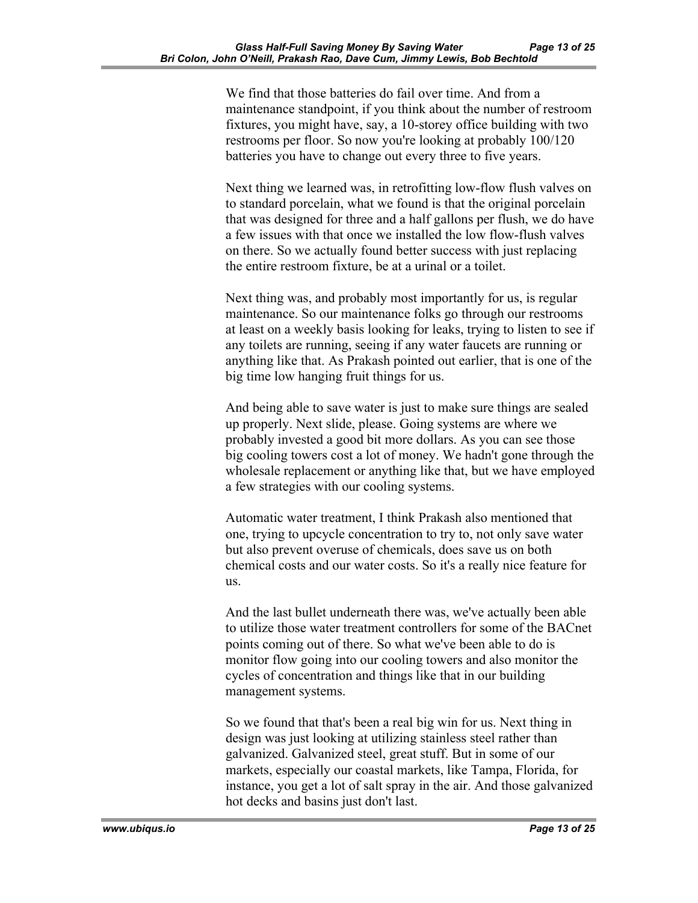We find that those batteries do fail over time. And from a maintenance standpoint, if you think about the number of restroom fixtures, you might have, say, a 10-storey office building with two restrooms per floor. So now you're looking at probably 100/120 batteries you have to change out every three to five years.

Next thing we learned was, in retrofitting low-flow flush valves on to standard porcelain, what we found is that the original porcelain that was designed for three and a half gallons per flush, we do have a few issues with that once we installed the low flow-flush valves on there. So we actually found better success with just replacing the entire restroom fixture, be at a urinal or a toilet.

Next thing was, and probably most importantly for us, is regular maintenance. So our maintenance folks go through our restrooms at least on a weekly basis looking for leaks, trying to listen to see if any toilets are running, seeing if any water faucets are running or anything like that. As Prakash pointed out earlier, that is one of the big time low hanging fruit things for us.

And being able to save water is just to make sure things are sealed up properly. Next slide, please. Going systems are where we probably invested a good bit more dollars. As you can see those big cooling towers cost a lot of money. We hadn't gone through the wholesale replacement or anything like that, but we have employed a few strategies with our cooling systems.

Automatic water treatment, I think Prakash also mentioned that one, trying to upcycle concentration to try to, not only save water but also prevent overuse of chemicals, does save us on both chemical costs and our water costs. So it's a really nice feature for us.

And the last bullet underneath there was, we've actually been able to utilize those water treatment controllers for some of the BACnet points coming out of there. So what we've been able to do is monitor flow going into our cooling towers and also monitor the cycles of concentration and things like that in our building management systems.

So we found that that's been a real big win for us. Next thing in design was just looking at utilizing stainless steel rather than galvanized. Galvanized steel, great stuff. But in some of our markets, especially our coastal markets, like Tampa, Florida, for instance, you get a lot of salt spray in the air. And those galvanized hot decks and basins just don't last.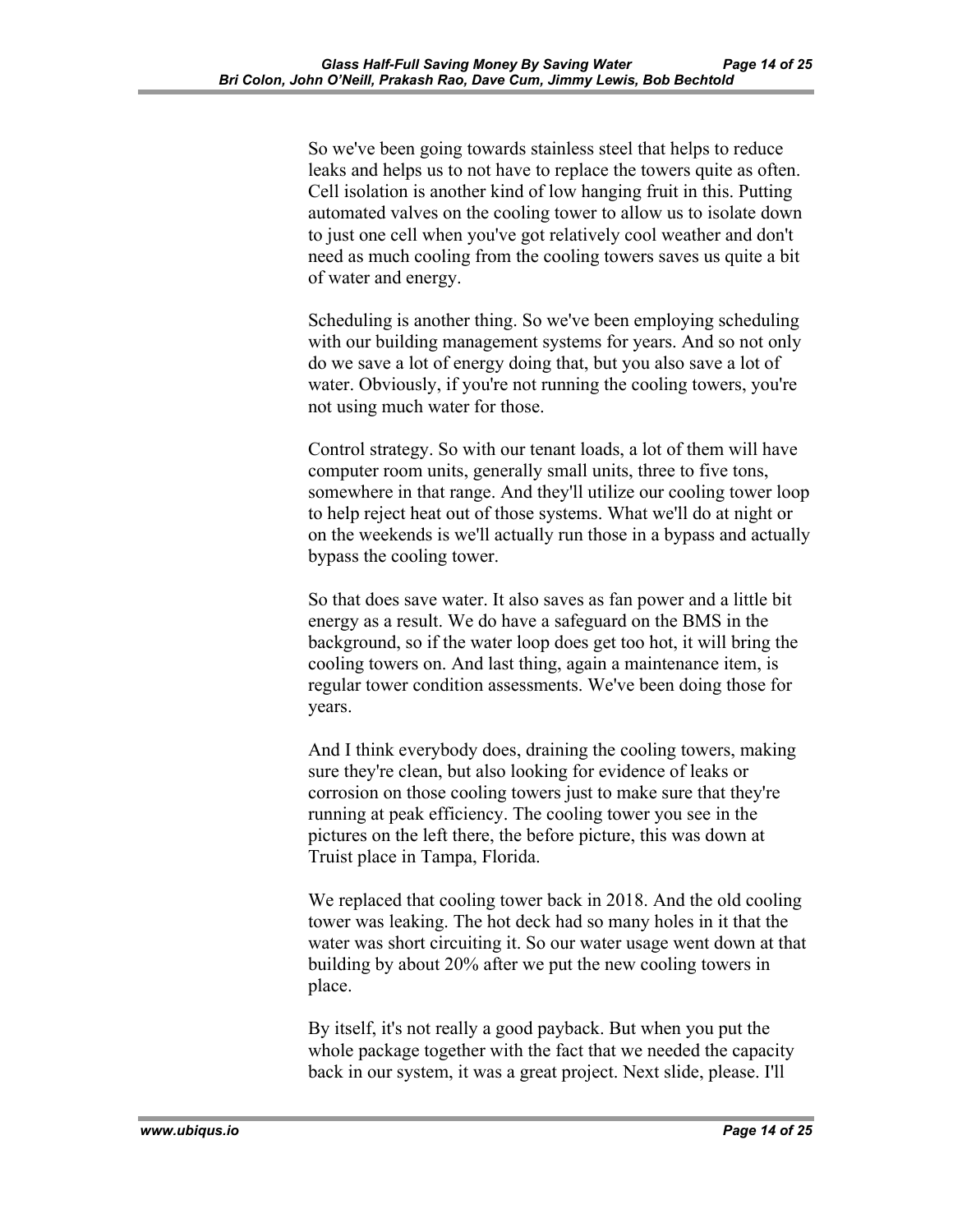So we've been going towards stainless steel that helps to reduce leaks and helps us to not have to replace the towers quite as often. Cell isolation is another kind of low hanging fruit in this. Putting automated valves on the cooling tower to allow us to isolate down to just one cell when you've got relatively cool weather and don't need as much cooling from the cooling towers saves us quite a bit of water and energy.

Scheduling is another thing. So we've been employing scheduling with our building management systems for years. And so not only do we save a lot of energy doing that, but you also save a lot of water. Obviously, if you're not running the cooling towers, you're not using much water for those.

Control strategy. So with our tenant loads, a lot of them will have computer room units, generally small units, three to five tons, somewhere in that range. And they'll utilize our cooling tower loop to help reject heat out of those systems. What we'll do at night or on the weekends is we'll actually run those in a bypass and actually bypass the cooling tower.

So that does save water. It also saves as fan power and a little bit energy as a result. We do have a safeguard on the BMS in the background, so if the water loop does get too hot, it will bring the cooling towers on. And last thing, again a maintenance item, is regular tower condition assessments. We've been doing those for years.

And I think everybody does, draining the cooling towers, making sure they're clean, but also looking for evidence of leaks or corrosion on those cooling towers just to make sure that they're running at peak efficiency. The cooling tower you see in the pictures on the left there, the before picture, this was down at Truist place in Tampa, Florida.

We replaced that cooling tower back in 2018. And the old cooling tower was leaking. The hot deck had so many holes in it that the water was short circuiting it. So our water usage went down at that building by about 20% after we put the new cooling towers in place.

By itself, it's not really a good payback. But when you put the whole package together with the fact that we needed the capacity back in our system, it was a great project. Next slide, please. I'll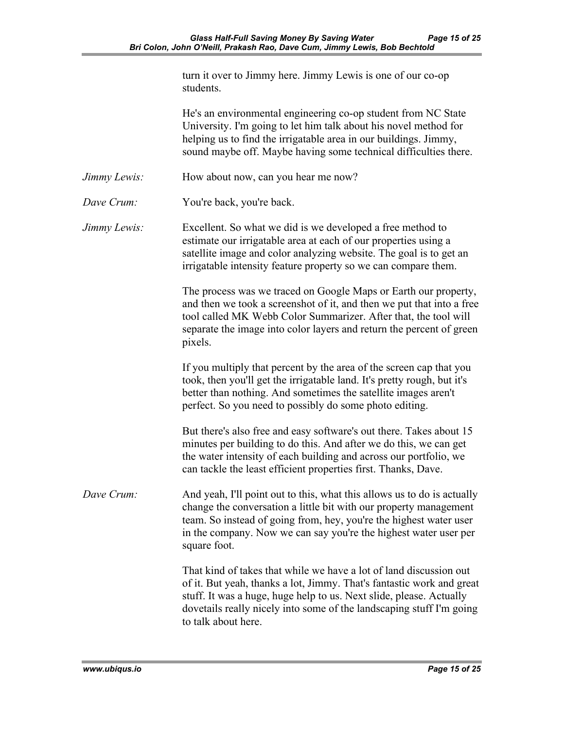turn it over to Jimmy here. Jimmy Lewis is one of our co-op students.

He's an environmental engineering co-op student from NC State University. I'm going to let him talk about his novel method for helping us to find the irrigatable area in our buildings. Jimmy, sound maybe off. Maybe having some technical difficulties there.

*Jimmy Lewis:* How about now, can you hear me now?

*Dave Crum:* You're back, you're back.

*Jimmy Lewis:* Excellent. So what we did is we developed a free method to estimate our irrigatable area at each of our properties using a satellite image and color analyzing website. The goal is to get an irrigatable intensity feature property so we can compare them.

The process was we traced on Google Maps or Earth our property, and then we took a screenshot of it, and then we put that into a free tool called MK Webb Color Summarizer. After that, the tool will separate the image into color layers and return the percent of green pixels.

If you multiply that percent by the area of the screen cap that you took, then you'll get the irrigatable land. It's pretty rough, but it's better than nothing. And sometimes the satellite images aren't perfect. So you need to possibly do some photo editing.

But there's also free and easy software's out there. Takes about 15 minutes per building to do this. And after we do this, we can get the water intensity of each building and across our portfolio, we can tackle the least efficient properties first. Thanks, Dave.

*Dave Crum:* And yeah, I'll point out to this, what this allows us to do is actually change the conversation a little bit with our property management team. So instead of going from, hey, you're the highest water user in the company. Now we can say you're the highest water user per square foot.

That kind of takes that while we have a lot of land discussion out of it. But yeah, thanks a lot, Jimmy. That's fantastic work and great stuff. It was a huge, huge help to us. Next slide, please. Actually dovetails really nicely into some of the landscaping stuff I'm going to talk about here.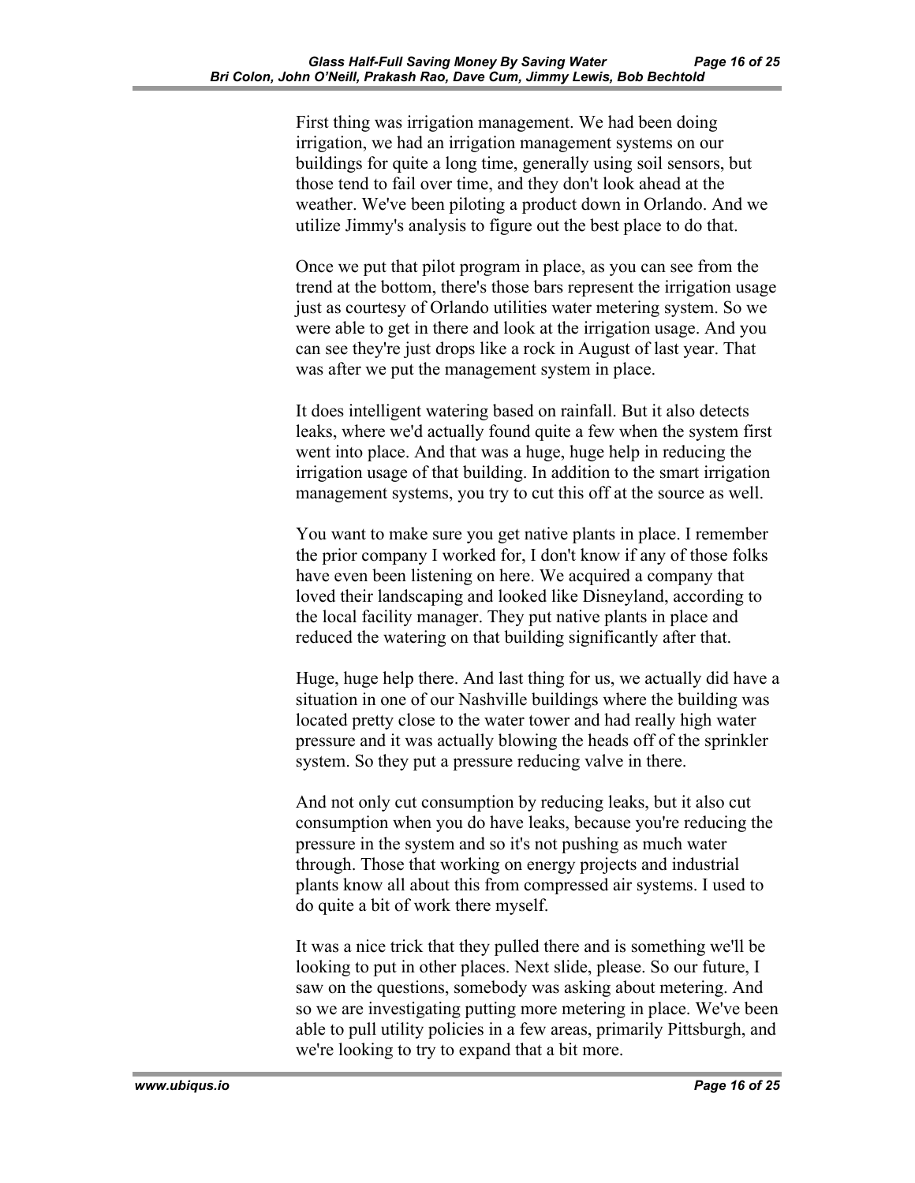First thing was irrigation management. We had been doing irrigation, we had an irrigation management systems on our buildings for quite a long time, generally using soil sensors, but those tend to fail over time, and they don't look ahead at the weather. We've been piloting a product down in Orlando. And we utilize Jimmy's analysis to figure out the best place to do that.

Once we put that pilot program in place, as you can see from the trend at the bottom, there's those bars represent the irrigation usage just as courtesy of Orlando utilities water metering system. So we were able to get in there and look at the irrigation usage. And you can see they're just drops like a rock in August of last year. That was after we put the management system in place.

It does intelligent watering based on rainfall. But it also detects leaks, where we'd actually found quite a few when the system first went into place. And that was a huge, huge help in reducing the irrigation usage of that building. In addition to the smart irrigation management systems, you try to cut this off at the source as well.

You want to make sure you get native plants in place. I remember the prior company I worked for, I don't know if any of those folks have even been listening on here. We acquired a company that loved their landscaping and looked like Disneyland, according to the local facility manager. They put native plants in place and reduced the watering on that building significantly after that.

Huge, huge help there. And last thing for us, we actually did have a situation in one of our Nashville buildings where the building was located pretty close to the water tower and had really high water pressure and it was actually blowing the heads off of the sprinkler system. So they put a pressure reducing valve in there.

And not only cut consumption by reducing leaks, but it also cut consumption when you do have leaks, because you're reducing the pressure in the system and so it's not pushing as much water through. Those that working on energy projects and industrial plants know all about this from compressed air systems. I used to do quite a bit of work there myself.

It was a nice trick that they pulled there and is something we'll be looking to put in other places. Next slide, please. So our future, I saw on the questions, somebody was asking about metering. And so we are investigating putting more metering in place. We've been able to pull utility policies in a few areas, primarily Pittsburgh, and we're looking to try to expand that a bit more.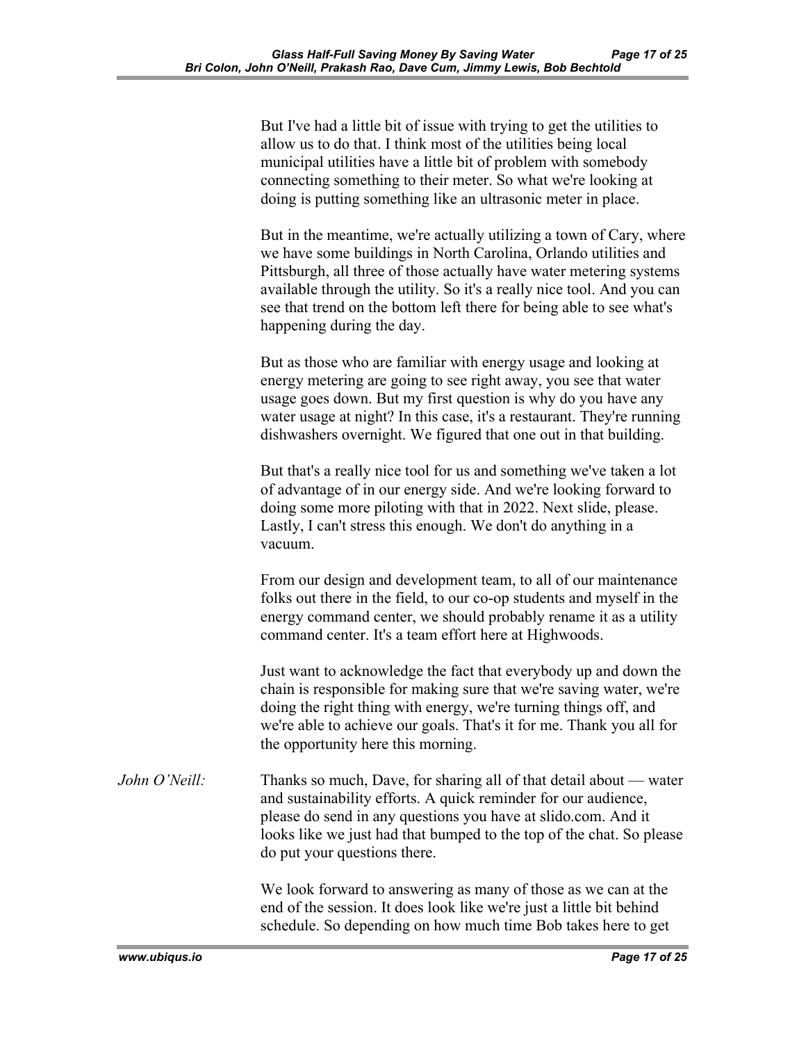But I've had a little bit of issue with trying to get the utilities to allow us to do that. I think most of the utilities being local municipal utilities have a little bit of problem with somebody connecting something to their meter. So what we're looking at doing is putting something like an ultrasonic meter in place.

But in the meantime, we're actually utilizing a town of Cary, where we have some buildings in North Carolina, Orlando utilities and Pittsburgh, all three of those actually have water metering systems available through the utility. So it's a really nice tool. And you can see that trend on the bottom left there for being able to see what's happening during the day.

But as those who are familiar with energy usage and looking at energy metering are going to see right away, you see that water usage goes down. But my first question is why do you have any water usage at night? In this case, it's a restaurant. They're running dishwashers overnight. We figured that one out in that building.

But that's a really nice tool for us and something we've taken a lot of advantage of in our energy side. And we're looking forward to doing some more piloting with that in 2022. Next slide, please. Lastly, I can't stress this enough. We don't do anything in a vacuum.

From our design and development team, to all of our maintenance folks out there in the field, to our co-op students and myself in the energy command center, we should probably rename it as a utility command center. It's a team effort here at Highwoods.

Just want to acknowledge the fact that everybody up and down the chain is responsible for making sure that we're saving water, we're doing the right thing with energy, we're turning things off, and we're able to achieve our goals. That's it for me. Thank you all for the opportunity here this morning.

*John O'Neill:* Thanks so much, Dave, for sharing all of that detail about — water and sustainability efforts. A quick reminder for our audience, please do send in any questions you have at slido.com. And it looks like we just had that bumped to the top of the chat. So please do put your questions there.

We look forward to answering as many of those as we can at the end of the session. It does look like we're just a little bit behind schedule. So depending on how much time Bob takes here to get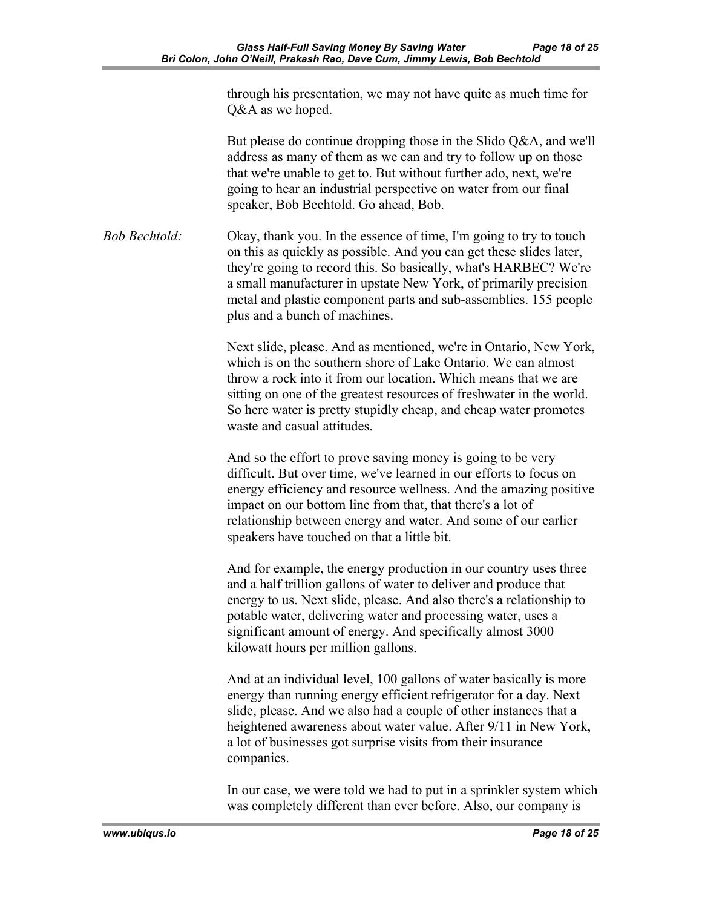through his presentation, we may not have quite as much time for Q&A as we hoped.

But please do continue dropping those in the Slido Q&A, and we'll address as many of them as we can and try to follow up on those that we're unable to get to. But without further ado, next, we're going to hear an industrial perspective on water from our final speaker, Bob Bechtold. Go ahead, Bob.

*Bob Bechtold:* Okay, thank you. In the essence of time, I'm going to try to touch on this as quickly as possible. And you can get these slides later, they're going to record this. So basically, what's HARBEC? We're a small manufacturer in upstate New York, of primarily precision metal and plastic component parts and sub-assemblies. 155 people plus and a bunch of machines.

Next slide, please. And as mentioned, we're in Ontario, New York, which is on the southern shore of Lake Ontario. We can almost throw a rock into it from our location. Which means that we are sitting on one of the greatest resources of freshwater in the world. So here water is pretty stupidly cheap, and cheap water promotes waste and casual attitudes.

And so the effort to prove saving money is going to be very difficult. But over time, we've learned in our efforts to focus on energy efficiency and resource wellness. And the amazing positive impact on our bottom line from that, that there's a lot of relationship between energy and water. And some of our earlier speakers have touched on that a little bit.

And for example, the energy production in our country uses three and a half trillion gallons of water to deliver and produce that energy to us. Next slide, please. And also there's a relationship to potable water, delivering water and processing water, uses a significant amount of energy. And specifically almost 3000 kilowatt hours per million gallons.

And at an individual level, 100 gallons of water basically is more energy than running energy efficient refrigerator for a day. Next slide, please. And we also had a couple of other instances that a heightened awareness about water value. After 9/11 in New York, a lot of businesses got surprise visits from their insurance companies.

In our case, we were told we had to put in a sprinkler system which was completely different than ever before. Also, our company is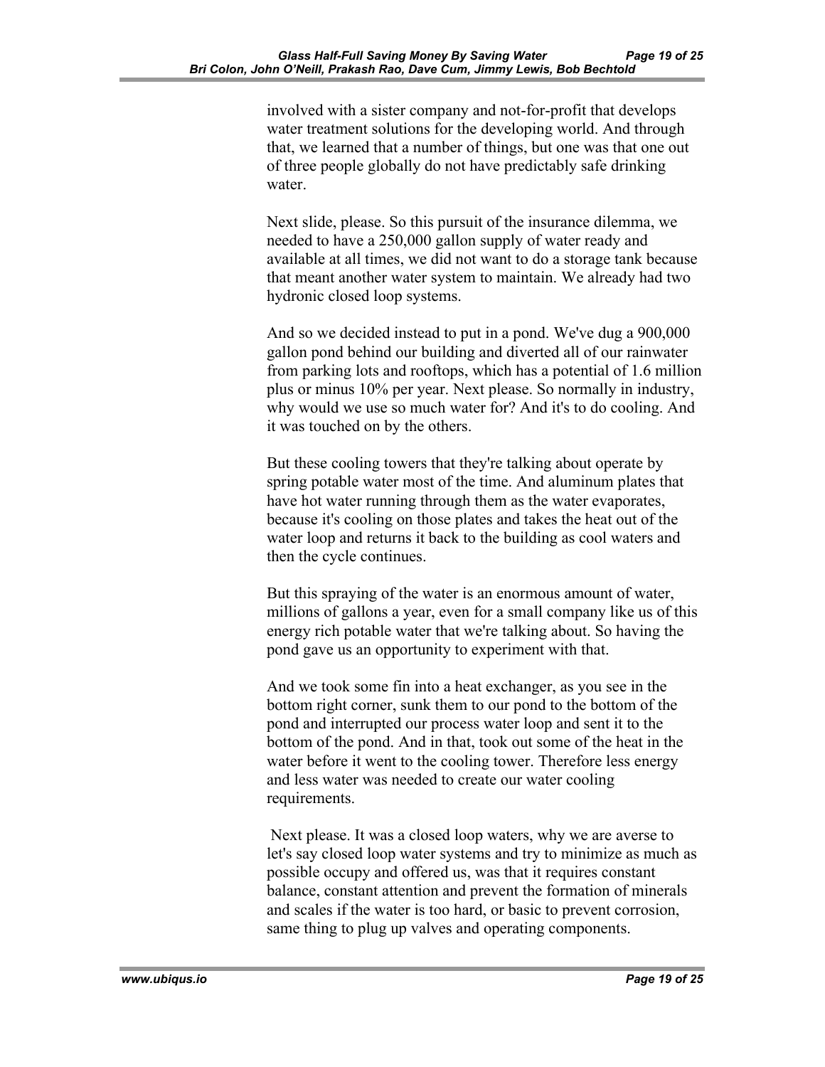involved with a sister company and not-for-profit that develops water treatment solutions for the developing world. And through that, we learned that a number of things, but one was that one out of three people globally do not have predictably safe drinking water.

Next slide, please. So this pursuit of the insurance dilemma, we needed to have a 250,000 gallon supply of water ready and available at all times, we did not want to do a storage tank because that meant another water system to maintain. We already had two hydronic closed loop systems.

And so we decided instead to put in a pond. We've dug a 900,000 gallon pond behind our building and diverted all of our rainwater from parking lots and rooftops, which has a potential of 1.6 million plus or minus 10% per year. Next please. So normally in industry, why would we use so much water for? And it's to do cooling. And it was touched on by the others.

But these cooling towers that they're talking about operate by spring potable water most of the time. And aluminum plates that have hot water running through them as the water evaporates, because it's cooling on those plates and takes the heat out of the water loop and returns it back to the building as cool waters and then the cycle continues.

But this spraying of the water is an enormous amount of water, millions of gallons a year, even for a small company like us of this energy rich potable water that we're talking about. So having the pond gave us an opportunity to experiment with that.

And we took some fin into a heat exchanger, as you see in the bottom right corner, sunk them to our pond to the bottom of the pond and interrupted our process water loop and sent it to the bottom of the pond. And in that, took out some of the heat in the water before it went to the cooling tower. Therefore less energy and less water was needed to create our water cooling requirements.

Next please. It was a closed loop waters, why we are averse to let's say closed loop water systems and try to minimize as much as possible occupy and offered us, was that it requires constant balance, constant attention and prevent the formation of minerals and scales if the water is too hard, or basic to prevent corrosion, same thing to plug up valves and operating components.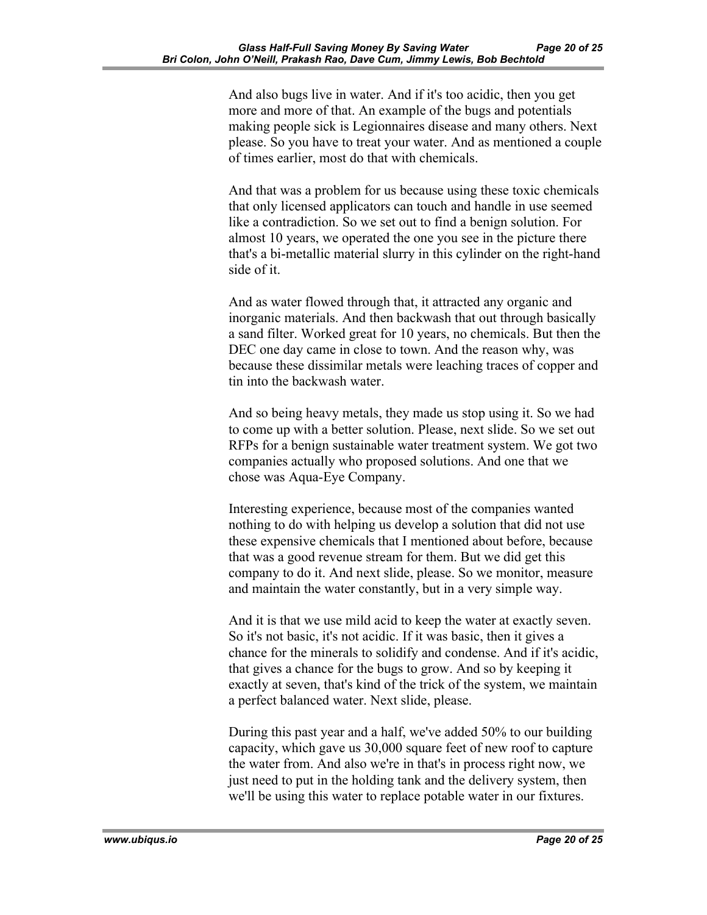And also bugs live in water. And if it's too acidic, then you get more and more of that. An example of the bugs and potentials making people sick is Legionnaires disease and many others. Next please. So you have to treat your water. And as mentioned a couple of times earlier, most do that with chemicals.

And that was a problem for us because using these toxic chemicals that only licensed applicators can touch and handle in use seemed like a contradiction. So we set out to find a benign solution. For almost 10 years, we operated the one you see in the picture there that's a bi-metallic material slurry in this cylinder on the right-hand side of it.

And as water flowed through that, it attracted any organic and inorganic materials. And then backwash that out through basically a sand filter. Worked great for 10 years, no chemicals. But then the DEC one day came in close to town. And the reason why, was because these dissimilar metals were leaching traces of copper and tin into the backwash water.

And so being heavy metals, they made us stop using it. So we had to come up with a better solution. Please, next slide. So we set out RFPs for a benign sustainable water treatment system. We got two companies actually who proposed solutions. And one that we chose was Aqua-Eye Company.

Interesting experience, because most of the companies wanted nothing to do with helping us develop a solution that did not use these expensive chemicals that I mentioned about before, because that was a good revenue stream for them. But we did get this company to do it. And next slide, please. So we monitor, measure and maintain the water constantly, but in a very simple way.

And it is that we use mild acid to keep the water at exactly seven. So it's not basic, it's not acidic. If it was basic, then it gives a chance for the minerals to solidify and condense. And if it's acidic, that gives a chance for the bugs to grow. And so by keeping it exactly at seven, that's kind of the trick of the system, we maintain a perfect balanced water. Next slide, please.

During this past year and a half, we've added 50% to our building capacity, which gave us 30,000 square feet of new roof to capture the water from. And also we're in that's in process right now, we just need to put in the holding tank and the delivery system, then we'll be using this water to replace potable water in our fixtures.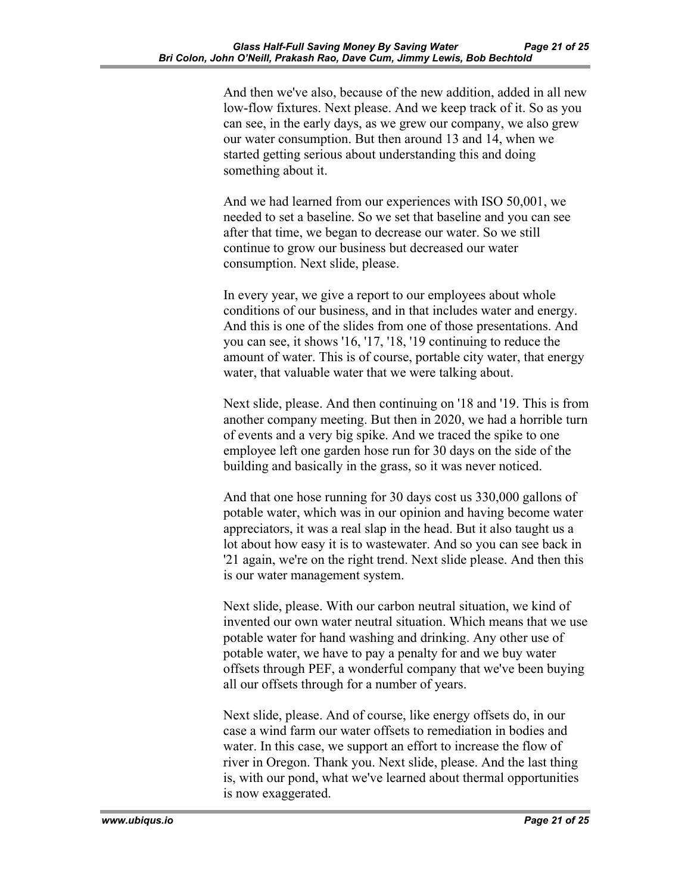And then we've also, because of the new addition, added in all new low-flow fixtures. Next please. And we keep track of it. So as you can see, in the early days, as we grew our company, we also grew our water consumption. But then around 13 and 14, when we started getting serious about understanding this and doing something about it.

And we had learned from our experiences with ISO 50,001, we needed to set a baseline. So we set that baseline and you can see after that time, we began to decrease our water. So we still continue to grow our business but decreased our water consumption. Next slide, please.

In every year, we give a report to our employees about whole conditions of our business, and in that includes water and energy. And this is one of the slides from one of those presentations. And you can see, it shows '16, '17, '18, '19 continuing to reduce the amount of water. This is of course, portable city water, that energy water, that valuable water that we were talking about.

Next slide, please. And then continuing on '18 and '19. This is from another company meeting. But then in 2020, we had a horrible turn of events and a very big spike. And we traced the spike to one employee left one garden hose run for 30 days on the side of the building and basically in the grass, so it was never noticed.

And that one hose running for 30 days cost us 330,000 gallons of potable water, which was in our opinion and having become water appreciators, it was a real slap in the head. But it also taught us a lot about how easy it is to wastewater. And so you can see back in '21 again, we're on the right trend. Next slide please. And then this is our water management system.

Next slide, please. With our carbon neutral situation, we kind of invented our own water neutral situation. Which means that we use potable water for hand washing and drinking. Any other use of potable water, we have to pay a penalty for and we buy water offsets through PEF, a wonderful company that we've been buying all our offsets through for a number of years.

Next slide, please. And of course, like energy offsets do, in our case a wind farm our water offsets to remediation in bodies and water. In this case, we support an effort to increase the flow of river in Oregon. Thank you. Next slide, please. And the last thing is, with our pond, what we've learned about thermal opportunities is now exaggerated.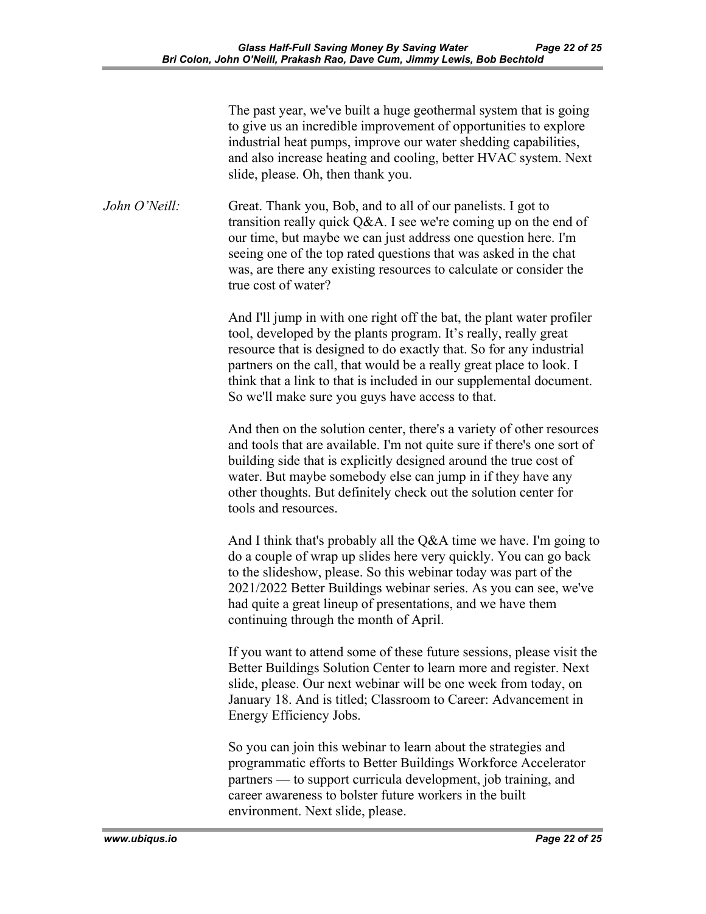The past year, we've built a huge geothermal system that is going to give us an incredible improvement of opportunities to explore industrial heat pumps, improve our water shedding capabilities, and also increase heating and cooling, better HVAC system. Next slide, please. Oh, then thank you.

*John O'Neill:* Great. Thank you, Bob, and to all of our panelists. I got to transition really quick Q&A. I see we're coming up on the end of our time, but maybe we can just address one question here. I'm seeing one of the top rated questions that was asked in the chat was, are there any existing resources to calculate or consider the true cost of water?

And I'll jump in with one right off the bat, the plant water profiler tool, developed by the plants program. It's really, really great resource that is designed to do exactly that. So for any industrial partners on the call, that would be a really great place to look. I think that a link to that is included in our supplemental document. So we'll make sure you guys have access to that.

And then on the solution center, there's a variety of other resources and tools that are available. I'm not quite sure if there's one sort of building side that is explicitly designed around the true cost of water. But maybe somebody else can jump in if they have any other thoughts. But definitely check out the solution center for tools and resources.

And I think that's probably all the Q&A time we have. I'm going to do a couple of wrap up slides here very quickly. You can go back to the slideshow, please. So this webinar today was part of the 2021/2022 Better Buildings webinar series. As you can see, we've had quite a great lineup of presentations, and we have them continuing through the month of April.

If you want to attend some of these future sessions, please visit the Better Buildings Solution Center to learn more and register. Next slide, please. Our next webinar will be one week from today, on January 18. And is titled; Classroom to Career: Advancement in Energy Efficiency Jobs.

So you can join this webinar to learn about the strategies and programmatic efforts to Better Buildings Workforce Accelerator partners — to support curricula development, job training, and career awareness to bolster future workers in the built environment. Next slide, please.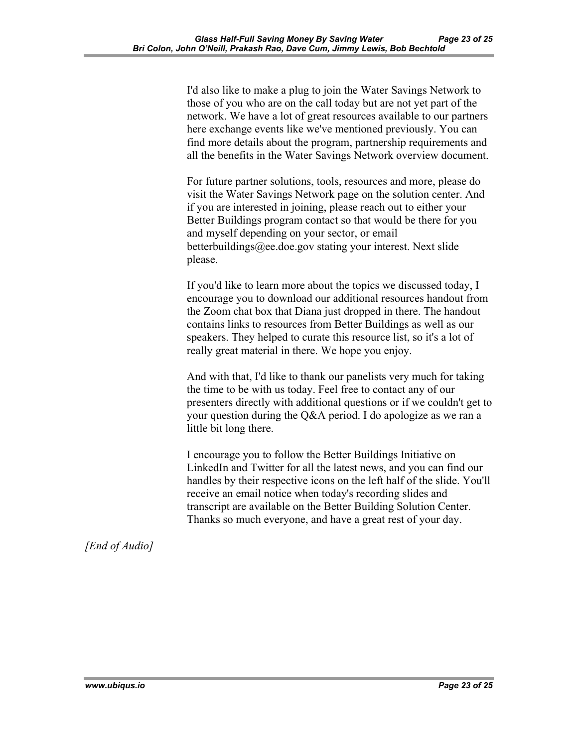I'd also like to make a plug to join the Water Savings Network to those of you who are on the call today but are not yet part of the network. We have a lot of great resources available to our partners here exchange events like we've mentioned previously. You can find more details about the program, partnership requirements and all the benefits in the Water Savings Network overview document.

For future partner solutions, tools, resources and more, please do visit the Water Savings Network page on the solution center. And if you are interested in joining, please reach out to either your Better Buildings program contact so that would be there for you and myself depending on your sector, or email betterbuildings@ee.doe.gov stating your interest. Next slide please.

If you'd like to learn more about the topics we discussed today, I encourage you to download our additional resources handout from the Zoom chat box that Diana just dropped in there. The handout contains links to resources from Better Buildings as well as our speakers. They helped to curate this resource list, so it's a lot of really great material in there. We hope you enjoy.

And with that, I'd like to thank our panelists very much for taking the time to be with us today. Feel free to contact any of our presenters directly with additional questions or if we couldn't get to your question during the Q&A period. I do apologize as we ran a little bit long there.

I encourage you to follow the Better Buildings Initiative on LinkedIn and Twitter for all the latest news, and you can find our handles by their respective icons on the left half of the slide. You'll receive an email notice when today's recording slides and transcript are available on the Better Building Solution Center. Thanks so much everyone, and have a great rest of your day.

*[End of Audio]*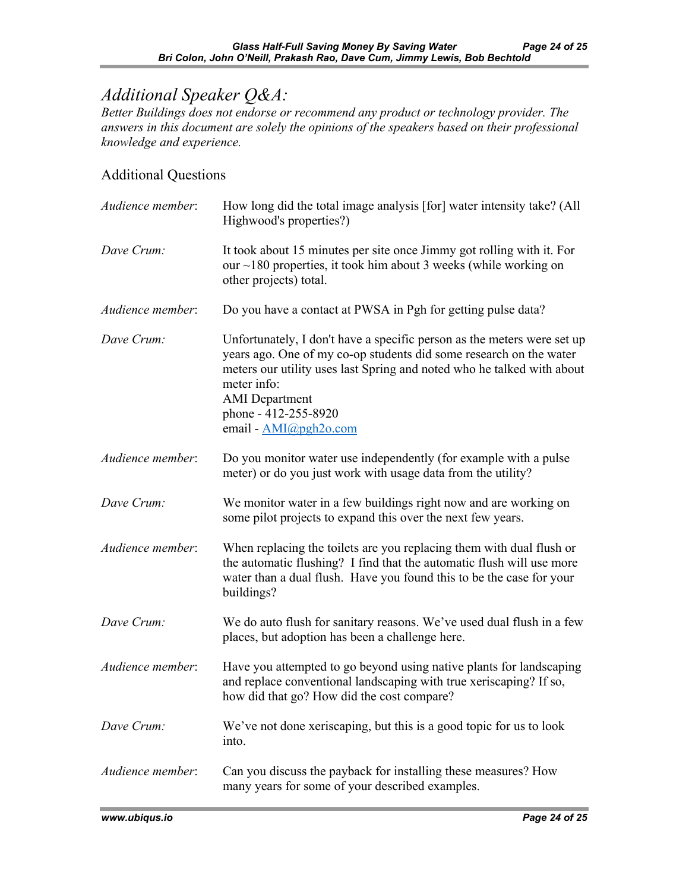# Additional Speaker Q&A:

*Better Buildings does not endorse or recommend any product or technology provider. The answers in this document are solely the opinions of the speakers based on their professional knowledge and experience.*

## Additional Questions

*Audience member*: How long did the total image analysis [for] water intensity take? (All Highwood's properties?)

*Dave Crum:* It took about 15 minutes per site once Jimmy got rolling with it. For our ~180 properties, it took him about 3 weeks (while working on other projects) total.

*Audience member*: Do you have a contact at PWSA in Pgh for getting pulse data?

*Dave Crum:* Unfortunately, I don't have a specific person as the meters were set up years ago. One of my co-op students did some research on the water meters our utility uses last Spring and noted who he talked with about meter info:
AMI Department
phone - 412-255-8920
email - AMI@pgh2o.com

*Audience member*: Do you monitor water use independently (for example with a pulse meter) or do you just work with usage data from the utility?

*Dave Crum:* We monitor water in a few buildings right now and are working on some pilot projects to expand this over the next few years.

*Audience member*: When replacing the toilets are you replacing them with dual flush or the automatic flushing? I find that the automatic flush will use more water than a dual flush. Have you found this to be the case for your buildings?

*Dave Crum:* We do auto flush for sanitary reasons. We've used dual flush in a few places, but adoption has been a challenge here.

*Audience member*: Have you attempted to go beyond using native plants for landscaping and replace conventional landscaping with true xeriscaping? If so, how did that go? How did the cost compare?

*Dave Crum:* We've not done xeriscaping, but this is a good topic for us to look into.

*Audience member*: Can you discuss the payback for installing these measures? How many years for some of your described examples.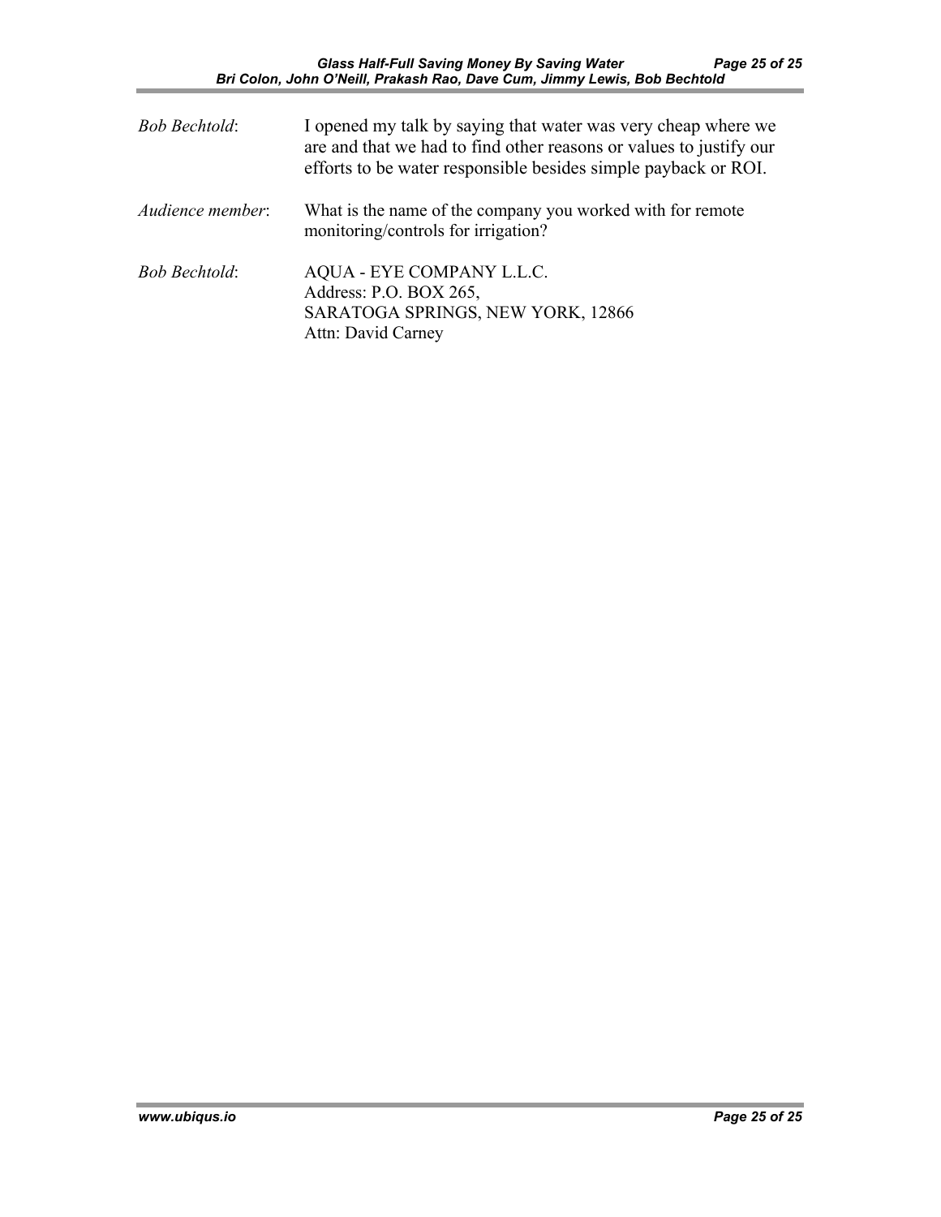*Bob Bechtold*: I opened my talk by saying that water was very cheap where we are and that we had to find other reasons or values to justify our efforts to be water responsible besides simple payback or ROI.

*Audience member*: What is the name of the company you worked with for remote monitoring/controls for irrigation?

*Bob Bechtold*: AQUA - EYE COMPANY L.L.C.
Address: P.O. BOX 265,
SARATOGA SPRINGS, NEW YORK, 12866
Attn: David Carney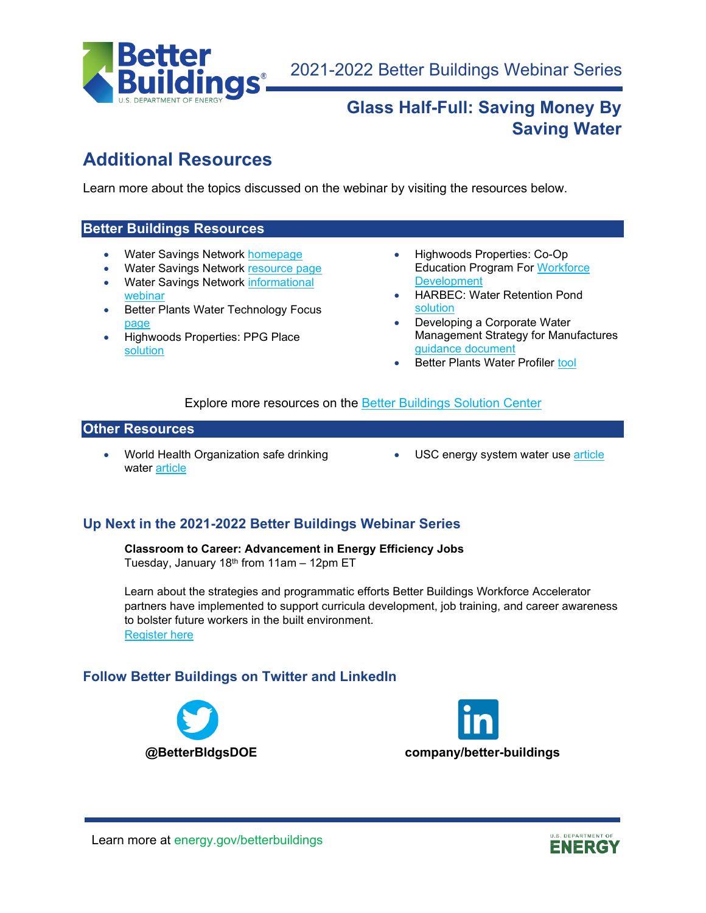2021-2022 Better Buildings Webinar Series

## Glass Half-Full: Saving Money By Saving Water

# Additional Resources

Learn more about the topics discussed on the webinar by visiting the resources below.

## Better Buildings Resources

- Water Savings Network homepage
- Water Savings Network resource page
- Water Savings Network informational webinar
- Better Plants Water Technology Focus page
- Highwoods Properties: PPG Place solution
- Highwoods Properties: Co-Op Education Program For Workforce Development
- HARBEC: Water Retention Pond solution
- Developing a Corporate Water Management Strategy for Manufactures guidance document
- Better Plants Water Profiler tool

Explore more resources on the Better Buildings Solution Center

## Other Resources

- World Health Organization safe drinking water article
- USC energy system water use article

## Up Next in the 2021-2022 Better Buildings Webinar Series

**Classroom to Career: Advancement in Energy Efficiency Jobs**
Tuesday, January 18th from 11am – 12pm ET

Learn about the strategies and programmatic efforts Better Buildings Workforce Accelerator partners have implemented to support curricula development, job training, and career awareness to bolster future workers in the built environment.
Register here

## Follow Better Buildings on Twitter and LinkedIn

**@BetterBldgsDOE**

**company/better-buildings**

Learn more at energy.gov/betterbuildings